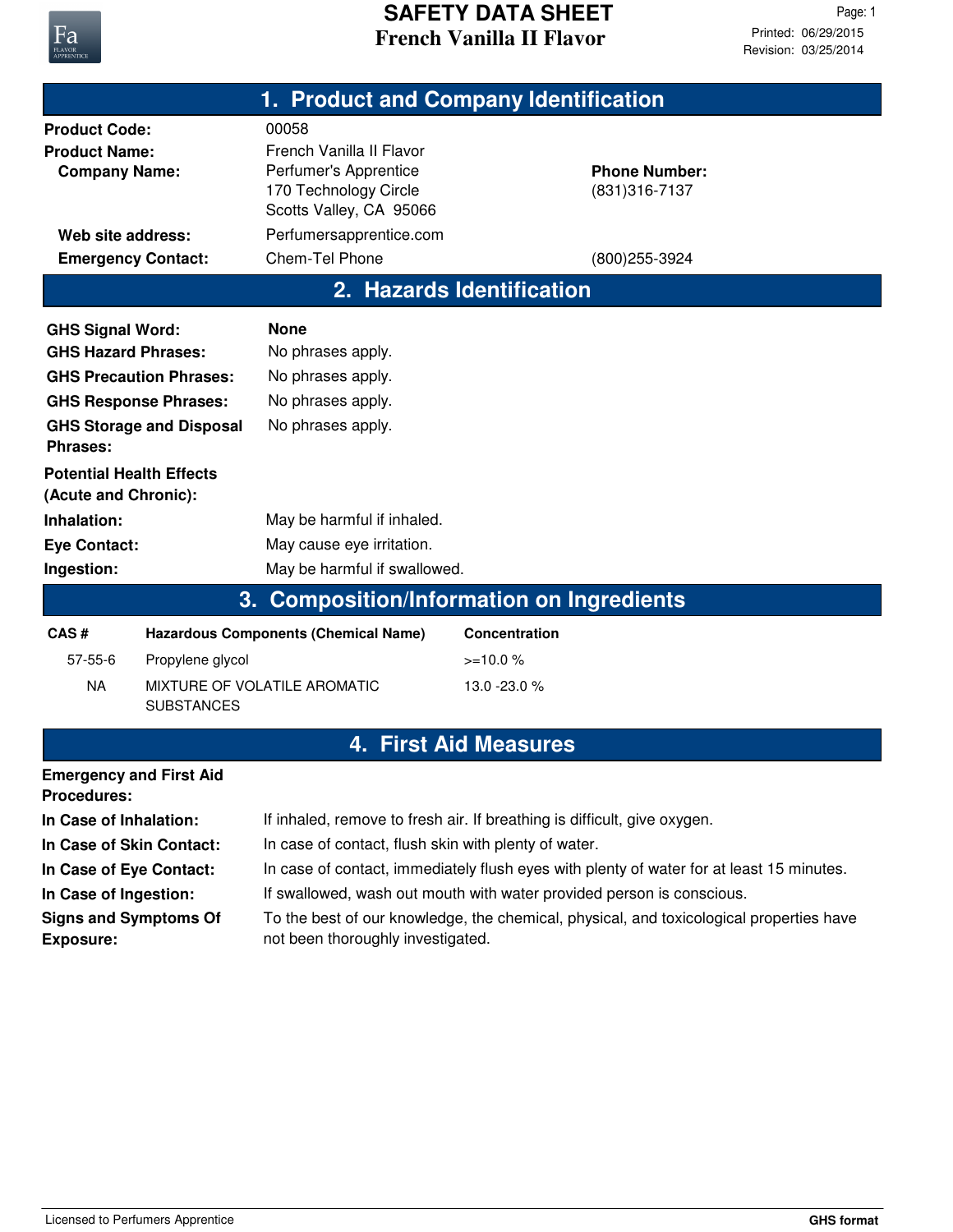# SAFETY DATA SHEET

## French Vanilla II Flavor

Printed: 06/29/2015
Revision: 03/25/2014

## 1. Product and Company Identification

**Product Code:** 00058

**Product Name:** French Vanilla II Flavor

**Company Name:** Perfumer's Apprentice
170 Technology Circle
Scotts Valley, CA 95066

**Phone Number:** (831)316-7137

**Web site address:** Perfumersapprentice.com

**Emergency Contact:** Chem-Tel Phone (800)255-3924

## 2. Hazards Identification

**GHS Signal Word:** **None**

**GHS Hazard Phrases:** No phrases apply.

**GHS Precaution Phrases:** No phrases apply.

**GHS Response Phrases:** No phrases apply.

**GHS Storage and Disposal Phrases:** No phrases apply.

**Potential Health Effects (Acute and Chronic):**

**Inhalation:** May be harmful if inhaled.

**Eye Contact:** May cause eye irritation.

**Ingestion:** May be harmful if swallowed.

## 3. Composition/Information on Ingredients

| CAS # | Hazardous Components (Chemical Name) | Concentration |
|---|---|---|
| 57-55-6 | Propylene glycol | >=10.0 % |
| NA | MIXTURE OF VOLATILE AROMATIC SUBSTANCES | 13.0 -23.0 % |

## 4. First Aid Measures

**Emergency and First Aid Procedures:**

**In Case of Inhalation:** If inhaled, remove to fresh air. If breathing is difficult, give oxygen.

**In Case of Skin Contact:** In case of contact, flush skin with plenty of water.

**In Case of Eye Contact:** In case of contact, immediately flush eyes with plenty of water for at least 15 minutes.

**In Case of Ingestion:** If swallowed, wash out mouth with water provided person is conscious.

**Signs and Symptoms Of Exposure:** To the best of our knowledge, the chemical, physical, and toxicological properties have not been thoroughly investigated.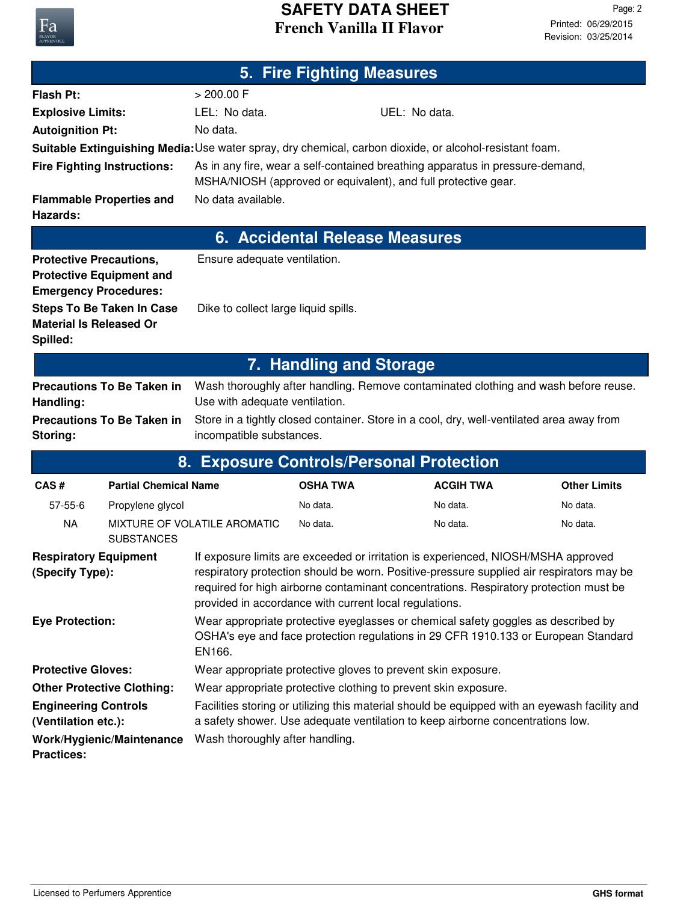## 5. Fire Fighting Measures

**Flash Pt:** > 200.00 F

**Explosive Limits:** LEL: No data. UEL: No data.

**Autoignition Pt:** No data.

**Suitable Extinguishing Media:** Use water spray, dry chemical, carbon dioxide, or alcohol-resistant foam.

**Fire Fighting Instructions:** As in any fire, wear a self-contained breathing apparatus in pressure-demand, MSHA/NIOSH (approved or equivalent), and full protective gear.

**Flammable Properties and Hazards:** No data available.

## 6. Accidental Release Measures

**Protective Precautions, Protective Equipment and Emergency Procedures:** Ensure adequate ventilation.

**Steps To Be Taken In Case Material Is Released Or Spilled:** Dike to collect large liquid spills.

## 7. Handling and Storage

**Precautions To Be Taken in Handling:** Wash thoroughly after handling. Remove contaminated clothing and wash before reuse. Use with adequate ventilation.

**Precautions To Be Taken in Storing:** Store in a tightly closed container. Store in a cool, dry, well-ventilated area away from incompatible substances.

## 8. Exposure Controls/Personal Protection

| CAS # | Partial Chemical Name | OSHA TWA | ACGIH TWA | Other Limits |
|---|---|---|---|---|
| 57-55-6 | Propylene glycol | No data. | No data. | No data. |
| NA | MIXTURE OF VOLATILE AROMATIC SUBSTANCES | No data. | No data. | No data. |

**Respiratory Equipment (Specify Type):** If exposure limits are exceeded or irritation is experienced, NIOSH/MSHA approved respiratory protection should be worn. Positive-pressure supplied air respirators may be required for high airborne contaminant concentrations. Respiratory protection must be provided in accordance with current local regulations.

**Eye Protection:** Wear appropriate protective eyeglasses or chemical safety goggles as described by OSHA's eye and face protection regulations in 29 CFR 1910.133 or European Standard EN166.

**Protective Gloves:** Wear appropriate protective gloves to prevent skin exposure.

**Other Protective Clothing:** Wear appropriate protective clothing to prevent skin exposure.

**Engineering Controls (Ventilation etc.):** Facilities storing or utilizing this material should be equipped with an eyewash facility and a safety shower. Use adequate ventilation to keep airborne concentrations low.

**Work/Hygienic/Maintenance Practices:** Wash thoroughly after handling.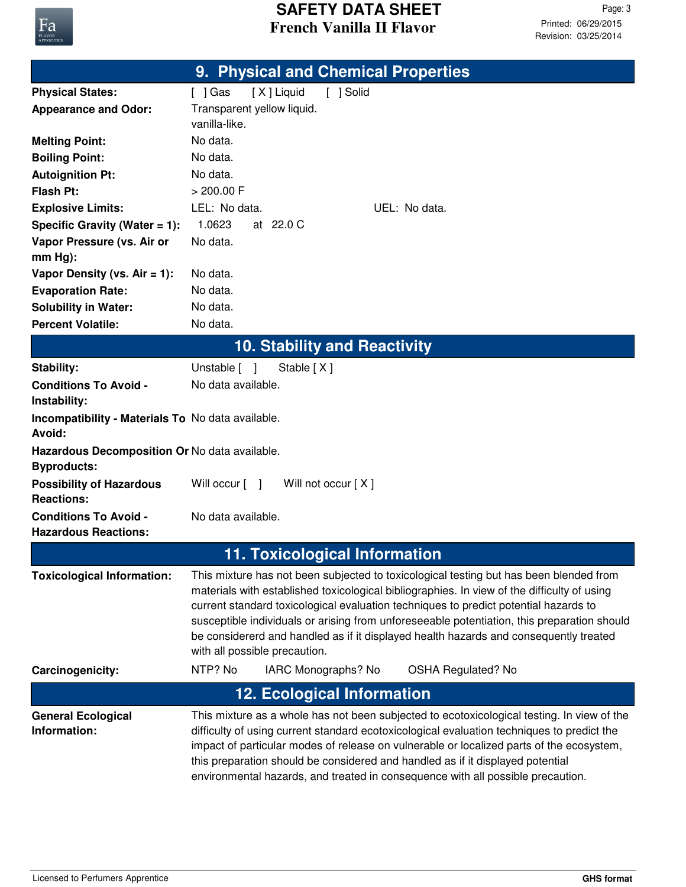## 9. Physical and Chemical Properties

| | |
|---|---|
| **Physical States:** | [ ] Gas [ X ] Liquid [ ] Solid |
| **Appearance and Odor:** | Transparent yellow liquid. vanilla-like. |
| **Melting Point:** | No data. |
| **Boiling Point:** | No data. |
| **Autoignition Pt:** | No data. |
| **Flash Pt:** | > 200.00 F |
| **Explosive Limits:** | LEL: No data. UEL: No data. |
| **Specific Gravity (Water = 1):** | 1.0623 at 22.0 C |
| **Vapor Pressure (vs. Air or mm Hg):** | No data. |
| **Vapor Density (vs. Air = 1):** | No data. |
| **Evaporation Rate:** | No data. |
| **Solubility in Water:** | No data. |
| **Percent Volatile:** | No data. |

## 10. Stability and Reactivity

| | |
|---|---|
| **Stability:** | Unstable [ ] Stable [ X ] |
| **Conditions To Avoid - Instability:** | No data available. |
| **Incompatibility - Materials To Avoid:** | No data available. |
| **Hazardous Decomposition Or Byproducts:** | No data available. |
| **Possibility of Hazardous Reactions:** | Will occur [ ] Will not occur [ X ] |
| **Conditions To Avoid - Hazardous Reactions:** | No data available. |

## 11. Toxicological Information

**Toxicological Information:** This mixture has not been subjected to toxicological testing but has been blended from materials with established toxicological bibliographies. In view of the difficulty of using current standard toxicological evaluation techniques to predict potential hazards to susceptible individuals or arising from unforeseeable potentiation, this preparation should be considererd and handled as if it displayed health hazards and consequently treated with all possible precaution.

**Carcinogenicity:** NTP? No IARC Monographs? No OSHA Regulated? No

## 12. Ecological Information

**General Ecological Information:** This mixture as a whole has not been subjected to ecotoxicological testing. In view of the difficulty of using current standard ecotoxicological evaluation techniques to predict the impact of particular modes of release on vulnerable or localized parts of the ecosystem, this preparation should be considered and handled as if it displayed potential environmental hazards, and treated in consequence with all possible precaution.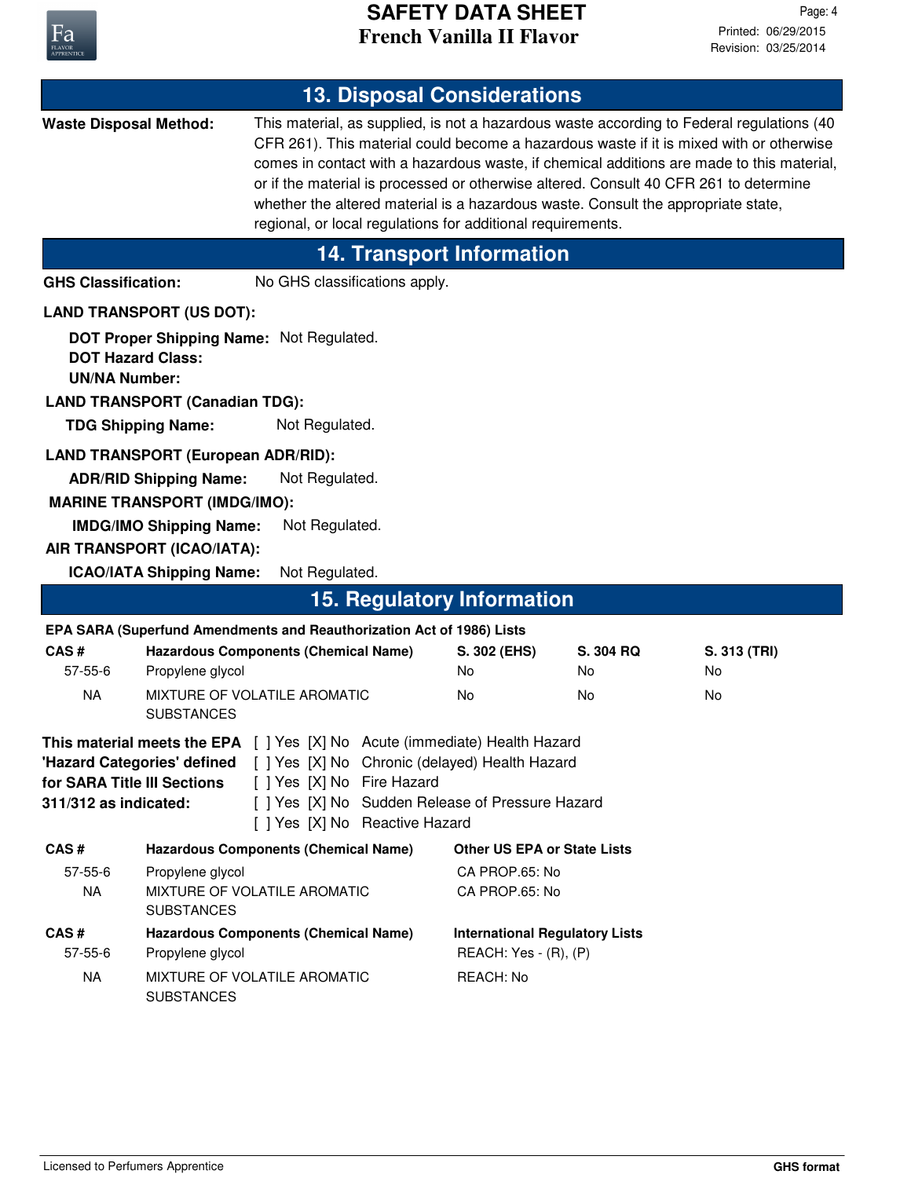## 13. Disposal Considerations

**Waste Disposal Method:** This material, as supplied, is not a hazardous waste according to Federal regulations (40 CFR 261). This material could become a hazardous waste if it is mixed with or otherwise comes in contact with a hazardous waste, if chemical additions are made to this material, or if the material is processed or otherwise altered. Consult 40 CFR 261 to determine whether the altered material is a hazardous waste. Consult the appropriate state, regional, or local regulations for additional requirements.

## 14. Transport Information

**GHS Classification:** No GHS classifications apply.

**LAND TRANSPORT (US DOT):**

**DOT Proper Shipping Name:** Not Regulated.
**DOT Hazard Class:**
**UN/NA Number:**

**LAND TRANSPORT (Canadian TDG):**

**TDG Shipping Name:** Not Regulated.

**LAND TRANSPORT (European ADR/RID):**

**ADR/RID Shipping Name:** Not Regulated.

**MARINE TRANSPORT (IMDG/IMO):**

**IMDG/IMO Shipping Name:** Not Regulated.

**AIR TRANSPORT (ICAO/IATA):**

**ICAO/IATA Shipping Name:** Not Regulated.

## 15. Regulatory Information

**EPA SARA (Superfund Amendments and Reauthorization Act of 1986) Lists**

| CAS # | Hazardous Components (Chemical Name) | S. 302 (EHS) | S. 304 RQ | S. 313 (TRI) |
|---|---|---|---|---|
| 57-55-6 | Propylene glycol | No | No | No |
| NA | MIXTURE OF VOLATILE AROMATIC SUBSTANCES | No | No | No |

**This material meets the EPA 'Hazard Categories' defined for SARA Title III Sections 311/312 as indicated:**

[ ] Yes [X] No Acute (immediate) Health Hazard
[ ] Yes [X] No Chronic (delayed) Health Hazard
[ ] Yes [X] No Fire Hazard
[ ] Yes [X] No Sudden Release of Pressure Hazard
[ ] Yes [X] No Reactive Hazard

| CAS # | Hazardous Components (Chemical Name) | Other US EPA or State Lists |
|---|---|---|
| 57-55-6 | Propylene glycol | CA PROP.65: No |
| NA | MIXTURE OF VOLATILE AROMATIC SUBSTANCES | CA PROP.65: No |

| CAS # | Hazardous Components (Chemical Name) | International Regulatory Lists |
|---|---|---|
| 57-55-6 | Propylene glycol | REACH: Yes - (R), (P) |
| NA | MIXTURE OF VOLATILE AROMATIC SUBSTANCES | REACH: No |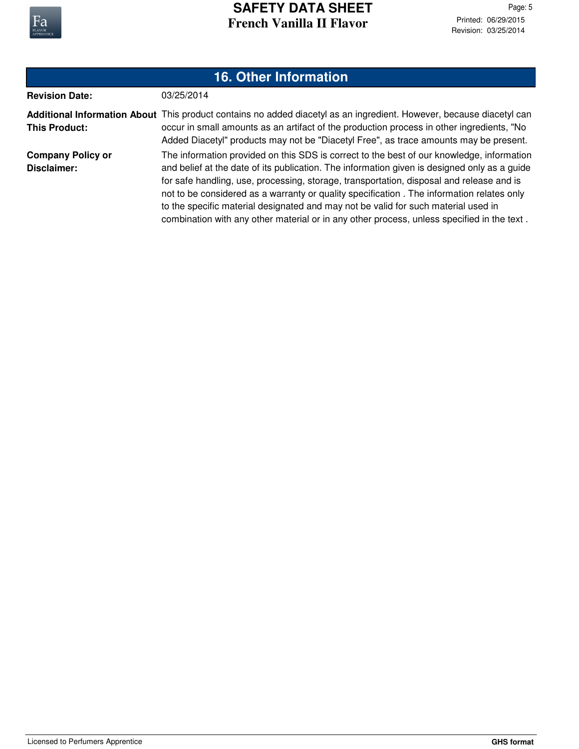## 16. Other Information

**Revision Date:** 03/25/2014

**Additional Information About This Product:** This product contains no added diacetyl as an ingredient. However, because diacetyl can occur in small amounts as an artifact of the production process in other ingredients, "No Added Diacetyl" products may not be "Diacetyl Free", as trace amounts may be present.

**Company Policy or Disclaimer:** The information provided on this SDS is correct to the best of our knowledge, information and belief at the date of its publication. The information given is designed only as a guide for safe handling, use, processing, storage, transportation, disposal and release and is not to be considered as a warranty or quality specification . The information relates only to the specific material designated and may not be valid for such material used in combination with any other material or in any other process, unless specified in the text .